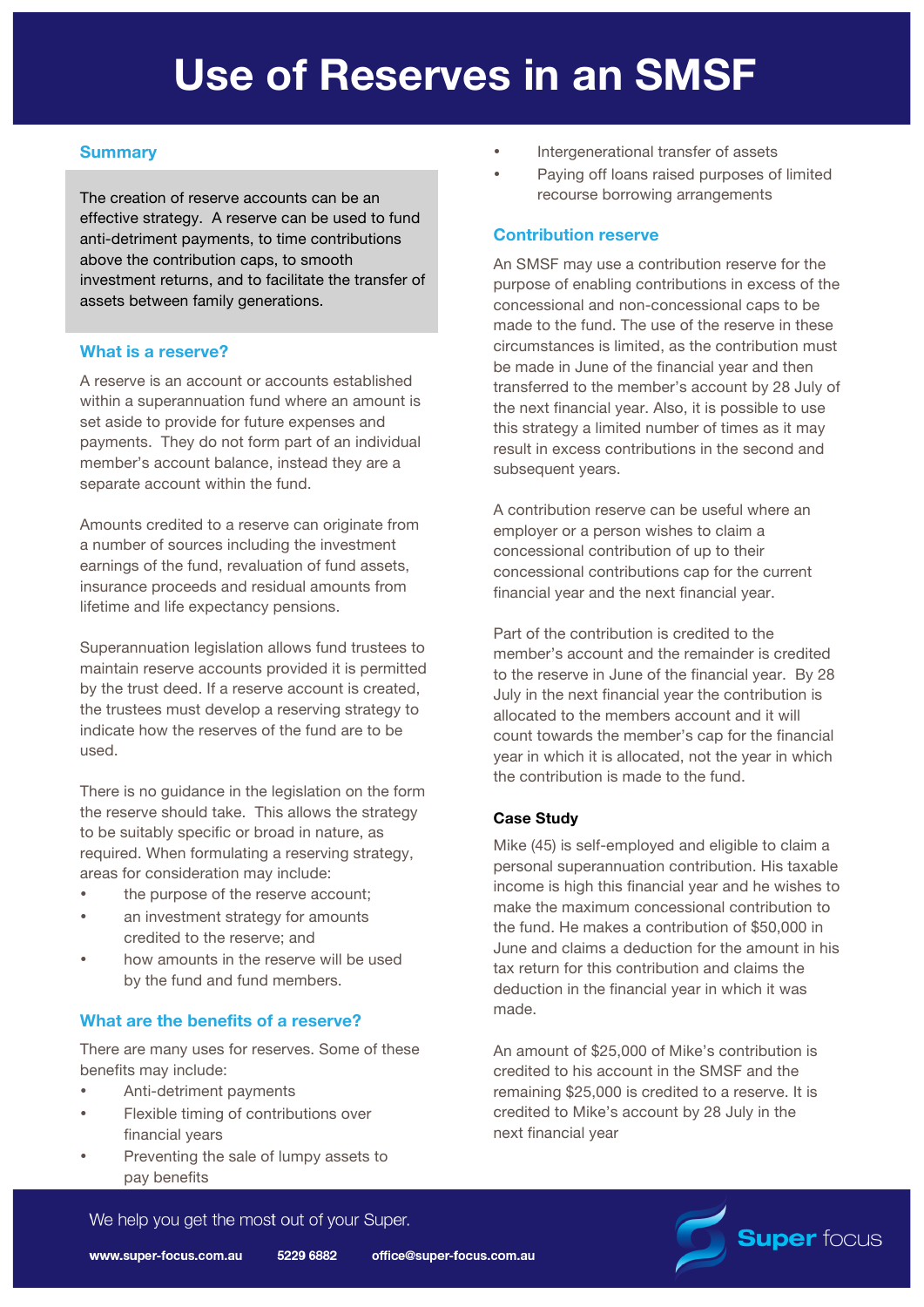# Use of Reserves in an SMSF

## Summary

The creation of reserve accounts can be an effective strategy. A reserve can be used to fund anti-detriment payments, to time contributions above the contribution caps, to smooth investment returns, and to facilitate the transfer of assets between family generations.

## What is a reserve?

A reserve is an account or accounts established within a superannuation fund where an amount is set aside to provide for future expenses and payments. They do not form part of an individual member's account balance, instead they are a separate account within the fund.

Amounts credited to a reserve can originate from a number of sources including the investment earnings of the fund, revaluation of fund assets, insurance proceeds and residual amounts from lifetime and life expectancy pensions.

Superannuation legislation allows fund trustees to maintain reserve accounts provided it is permitted by the trust deed. If a reserve account is created, the trustees must develop a reserving strategy to indicate how the reserves of the fund are to be used.

There is no guidance in the legislation on the form the reserve should take. This allows the strategy to be suitably specific or broad in nature, as required. When formulating a reserving strategy, areas for consideration may include:

- the purpose of the reserve account;
- an investment strategy for amounts credited to the reserve; and
- how amounts in the reserve will be used by the fund and fund members.

## What are the benefits of a reserve?

There are many uses for reserves. Some of these benefits may include:

- Anti-detriment payments
- Flexible timing of contributions over financial years
- Preventing the sale of lumpy assets to pay benefits
- Intergenerational transfer of assets
- Paying off loans raised purposes of limited recourse borrowing arrangements

## Contribution reserve

An SMSF may use a contribution reserve for the purpose of enabling contributions in excess of the concessional and non-concessional caps to be made to the fund. The use of the reserve in these circumstances is limited, as the contribution must be made in June of the financial year and then transferred to the member's account by 28 July of the next financial year. Also, it is possible to use this strategy a limited number of times as it may result in excess contributions in the second and subsequent years.

A contribution reserve can be useful where an employer or a person wishes to claim a concessional contribution of up to their concessional contributions cap for the current financial year and the next financial year.

Part of the contribution is credited to the member's account and the remainder is credited to the reserve in June of the financial year. By 28 July in the next financial year the contribution is allocated to the members account and it will count towards the member's cap for the financial year in which it is allocated, not the year in which the contribution is made to the fund.

### Case Study

Mike (45) is self-employed and eligible to claim a personal superannuation contribution. His taxable income is high this financial year and he wishes to make the maximum concessional contribution to the fund. He makes a contribution of $50,000 in June and claims a deduction for the amount in his tax return for this contribution and claims the deduction in the financial year in which it was made.

An amount of $25,000 of Mike's contribution is credited to his account in the SMSF and the remaining $25,000 is credited to a reserve. It is credited to Mike's account by 28 July in the next financial year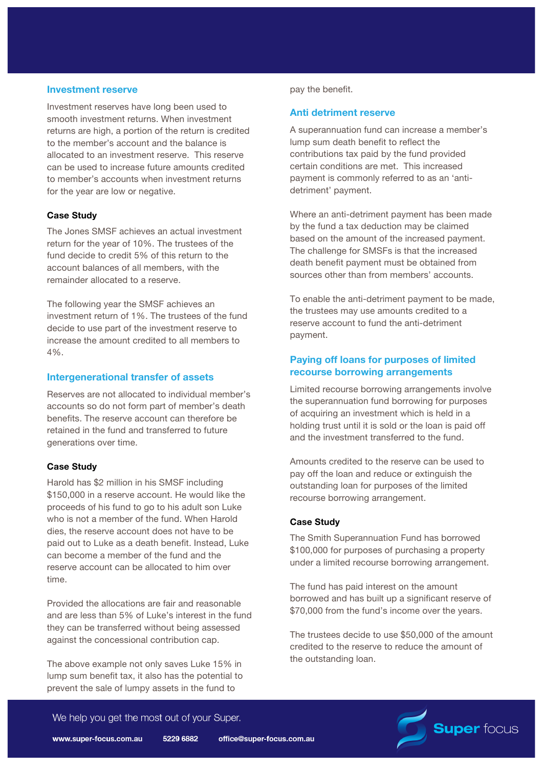## Investment reserve

Investment reserves have long been used to smooth investment returns. When investment returns are high, a portion of the return is credited to the member's account and the balance is allocated to an investment reserve. This reserve can be used to increase future amounts credited to member's accounts when investment returns for the year are low or negative.

### Case Study

The Jones SMSF achieves an actual investment return for the year of 10%. The trustees of the fund decide to credit 5% of this return to the account balances of all members, with the remainder allocated to a reserve.

The following year the SMSF achieves an investment return of 1%. The trustees of the fund decide to use part of the investment reserve to increase the amount credited to all members to 4%.

## Intergenerational transfer of assets

Reserves are not allocated to individual member's accounts so do not form part of member's death benefits. The reserve account can therefore be retained in the fund and transferred to future generations over time.

### Case Study

Harold has $2 million in his SMSF including $150,000 in a reserve account. He would like the proceeds of his fund to go to his adult son Luke who is not a member of the fund. When Harold dies, the reserve account does not have to be paid out to Luke as a death benefit. Instead, Luke can become a member of the fund and the reserve account can be allocated to him over time.

Provided the allocations are fair and reasonable and are less than 5% of Luke's interest in the fund they can be transferred without being assessed against the concessional contribution cap.

The above example not only saves Luke 15% in lump sum benefit tax, it also has the potential to prevent the sale of lumpy assets in the fund to pay the benefit.

## Anti detriment reserve

A superannuation fund can increase a member's lump sum death benefit to reflect the contributions tax paid by the fund provided certain conditions are met. This increased payment is commonly referred to as an 'anti-detriment' payment.

Where an anti-detriment payment has been made by the fund a tax deduction may be claimed based on the amount of the increased payment. The challenge for SMSFs is that the increased death benefit payment must be obtained from sources other than from members' accounts.

To enable the anti-detriment payment to be made, the trustees may use amounts credited to a reserve account to fund the anti-detriment payment.

## Paying off loans for purposes of limited recourse borrowing arrangements

Limited recourse borrowing arrangements involve the superannuation fund borrowing for purposes of acquiring an investment which is held in a holding trust until it is sold or the loan is paid off and the investment transferred to the fund.

Amounts credited to the reserve can be used to pay off the loan and reduce or extinguish the outstanding loan for purposes of the limited recourse borrowing arrangement.

### Case Study

The Smith Superannuation Fund has borrowed $100,000 for purposes of purchasing a property under a limited recourse borrowing arrangement.

The fund has paid interest on the amount borrowed and has built up a significant reserve of $70,000 from the fund's income over the years.

The trustees decide to use $50,000 of the amount credited to the reserve to reduce the amount of the outstanding loan.

We help you get the most out of your Super.

**www.super-focus.com.au** **5229 6882** **office@super-focus.com.au**

Super focus